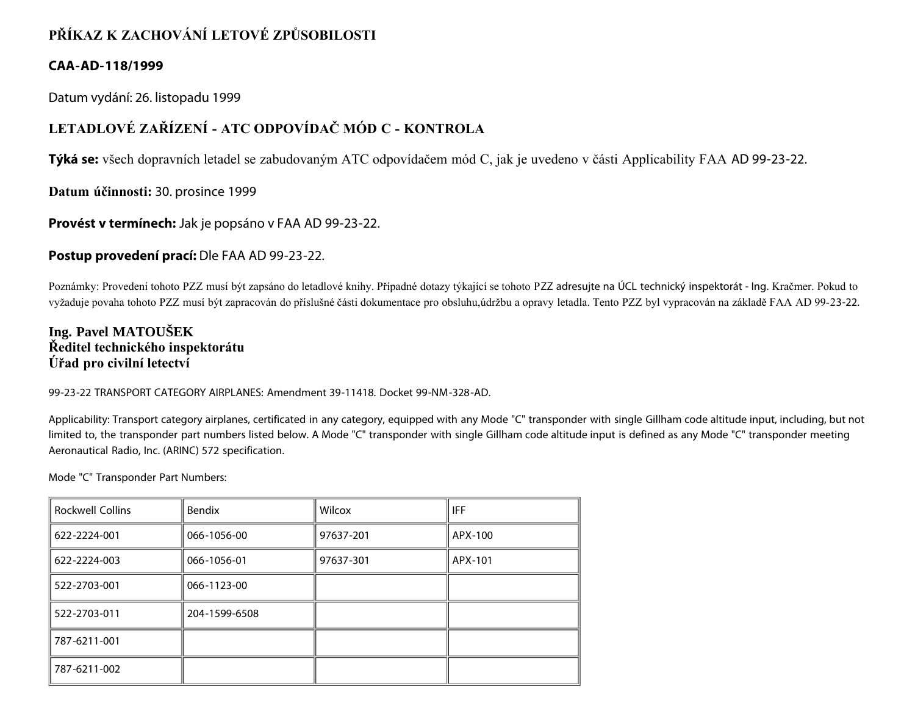# PŘÍKAZ K ZACHOVÁNÍ LETOVÉ ZPŮSOBILOSTI

## CAA-AD-118/1999

Datum vydání: 26. listopadu 1999

## LETADLOVÉ ZAŘÍZENÍ - ATC ODPOVÍDAČ MÓD C - KONTROLA

**Týká se:** všech dopravních letadel se zabudovaným ATC odpovídačem mód C, jak je uvedeno v části Applicability FAA AD 99-23-22.

**Datum účinnosti:** 30. prosince 1999

**Provést v termínech:** Jak je popsáno v FAA AD 99-23-22.

**Postup provedení prací:** Dle FAA AD 99-23-22.

Poznámky: Provedení tohoto PZZ musí být zapsáno do letadlové knihy. Případné dotazy týkající se tohoto PZZ adresujte na ÚCL technický inspektorát - Ing. Kračmer. Pokud to vyžaduje povaha tohoto PZZ musí být zapracován do příslušné části dokumentace pro obsluhu,údržbu a opravy letadla. Tento PZZ byl vypracován na základě FAA AD 99-23-22.

**Ing. Pavel MATOUŠEK**
**Ředitel technického inspektorátu**
**Úřad pro civilní letectví**

99-23-22 TRANSPORT CATEGORY AIRPLANES: Amendment 39-11418. Docket 99-NM-328-AD.

Applicability: Transport category airplanes, certificated in any category, equipped with any Mode "C" transponder with single Gillham code altitude input, including, but not limited to, the transponder part numbers listed below. A Mode "C" transponder with single Gillham code altitude input is defined as any Mode "C" transponder meeting Aeronautical Radio, Inc. (ARINC) 572 specification.

Mode "C" Transponder Part Numbers:

| Rockwell Collins | Bendix | Wilcox | IFF |
|---|---|---|---|
| 622-2224-001 | 066-1056-00 | 97637-201 | APX-100 |
| 622-2224-003 | 066-1056-01 | 97637-301 | APX-101 |
| 522-2703-001 | 066-1123-00 | | |
| 522-2703-011 | 204-1599-6508 | | |
| 787-6211-001 | | | |
| 787-6211-002 | | | |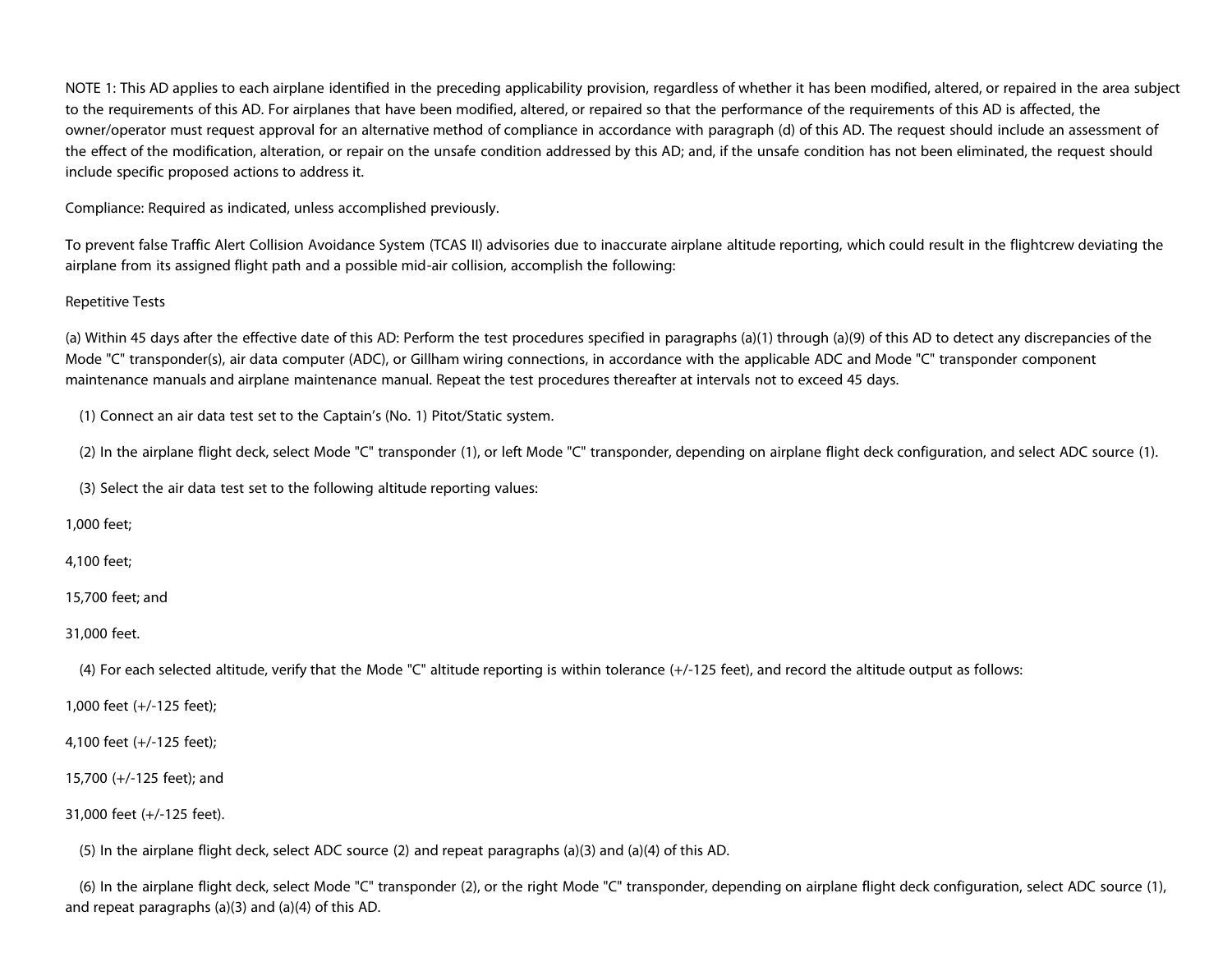NOTE 1: This AD applies to each airplane identified in the preceding applicability provision, regardless of whether it has been modified, altered, or repaired in the area subject to the requirements of this AD. For airplanes that have been modified, altered, or repaired so that the performance of the requirements of this AD is affected, the owner/operator must request approval for an alternative method of compliance in accordance with paragraph (d) of this AD. The request should include an assessment of the effect of the modification, alteration, or repair on the unsafe condition addressed by this AD; and, if the unsafe condition has not been eliminated, the request should include specific proposed actions to address it.

Compliance: Required as indicated, unless accomplished previously.

To prevent false Traffic Alert Collision Avoidance System (TCAS II) advisories due to inaccurate airplane altitude reporting, which could result in the flightcrew deviating the airplane from its assigned flight path and a possible mid-air collision, accomplish the following:

Repetitive Tests

(a) Within 45 days after the effective date of this AD: Perform the test procedures specified in paragraphs (a)(1) through (a)(9) of this AD to detect any discrepancies of the Mode "C" transponder(s), air data computer (ADC), or Gillham wiring connections, in accordance with the applicable ADC and Mode "C" transponder component maintenance manuals and airplane maintenance manual. Repeat the test procedures thereafter at intervals not to exceed 45 days.

(1) Connect an air data test set to the Captain's (No. 1) Pitot/Static system.

(2) In the airplane flight deck, select Mode "C" transponder (1), or left Mode "C" transponder, depending on airplane flight deck configuration, and select ADC source (1).

(3) Select the air data test set to the following altitude reporting values:

1,000 feet;

4,100 feet;

15,700 feet; and

31,000 feet.

(4) For each selected altitude, verify that the Mode "C" altitude reporting is within tolerance (+/-125 feet), and record the altitude output as follows:

1,000 feet (+/-125 feet);

4,100 feet (+/-125 feet);

15,700 (+/-125 feet); and

31,000 feet (+/-125 feet).

(5) In the airplane flight deck, select ADC source (2) and repeat paragraphs (a)(3) and (a)(4) of this AD.

(6) In the airplane flight deck, select Mode "C" transponder (2), or the right Mode "C" transponder, depending on airplane flight deck configuration, select ADC source (1), and repeat paragraphs (a)(3) and (a)(4) of this AD.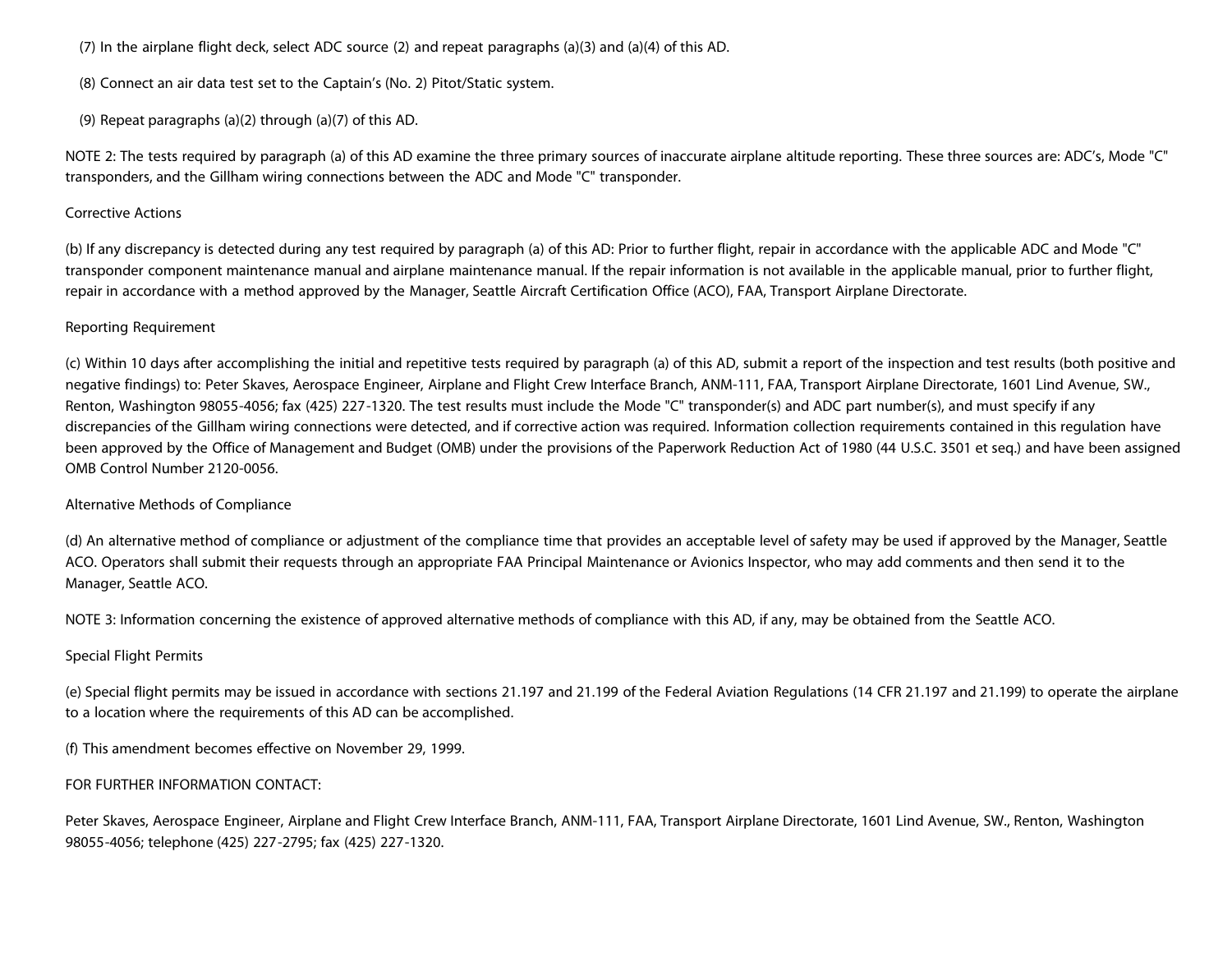(7) In the airplane flight deck, select ADC source (2) and repeat paragraphs (a)(3) and (a)(4) of this AD.

(8) Connect an air data test set to the Captain's (No. 2) Pitot/Static system.

(9) Repeat paragraphs (a)(2) through (a)(7) of this AD.

NOTE 2: The tests required by paragraph (a) of this AD examine the three primary sources of inaccurate airplane altitude reporting. These three sources are: ADC's, Mode "C" transponders, and the Gillham wiring connections between the ADC and Mode "C" transponder.

Corrective Actions

(b) If any discrepancy is detected during any test required by paragraph (a) of this AD: Prior to further flight, repair in accordance with the applicable ADC and Mode "C" transponder component maintenance manual and airplane maintenance manual. If the repair information is not available in the applicable manual, prior to further flight, repair in accordance with a method approved by the Manager, Seattle Aircraft Certification Office (ACO), FAA, Transport Airplane Directorate.

Reporting Requirement

(c) Within 10 days after accomplishing the initial and repetitive tests required by paragraph (a) of this AD, submit a report of the inspection and test results (both positive and negative findings) to: Peter Skaves, Aerospace Engineer, Airplane and Flight Crew Interface Branch, ANM-111, FAA, Transport Airplane Directorate, 1601 Lind Avenue, SW., Renton, Washington 98055-4056; fax (425) 227-1320. The test results must include the Mode "C" transponder(s) and ADC part number(s), and must specify if any discrepancies of the Gillham wiring connections were detected, and if corrective action was required. Information collection requirements contained in this regulation have been approved by the Office of Management and Budget (OMB) under the provisions of the Paperwork Reduction Act of 1980 (44 U.S.C. 3501 et seq.) and have been assigned OMB Control Number 2120-0056.

Alternative Methods of Compliance

(d) An alternative method of compliance or adjustment of the compliance time that provides an acceptable level of safety may be used if approved by the Manager, Seattle ACO. Operators shall submit their requests through an appropriate FAA Principal Maintenance or Avionics Inspector, who may add comments and then send it to the Manager, Seattle ACO.

NOTE 3: Information concerning the existence of approved alternative methods of compliance with this AD, if any, may be obtained from the Seattle ACO.

Special Flight Permits

(e) Special flight permits may be issued in accordance with sections 21.197 and 21.199 of the Federal Aviation Regulations (14 CFR 21.197 and 21.199) to operate the airplane to a location where the requirements of this AD can be accomplished.

(f) This amendment becomes effective on November 29, 1999.

FOR FURTHER INFORMATION CONTACT:

Peter Skaves, Aerospace Engineer, Airplane and Flight Crew Interface Branch, ANM-111, FAA, Transport Airplane Directorate, 1601 Lind Avenue, SW., Renton, Washington 98055-4056; telephone (425) 227-2795; fax (425) 227-1320.